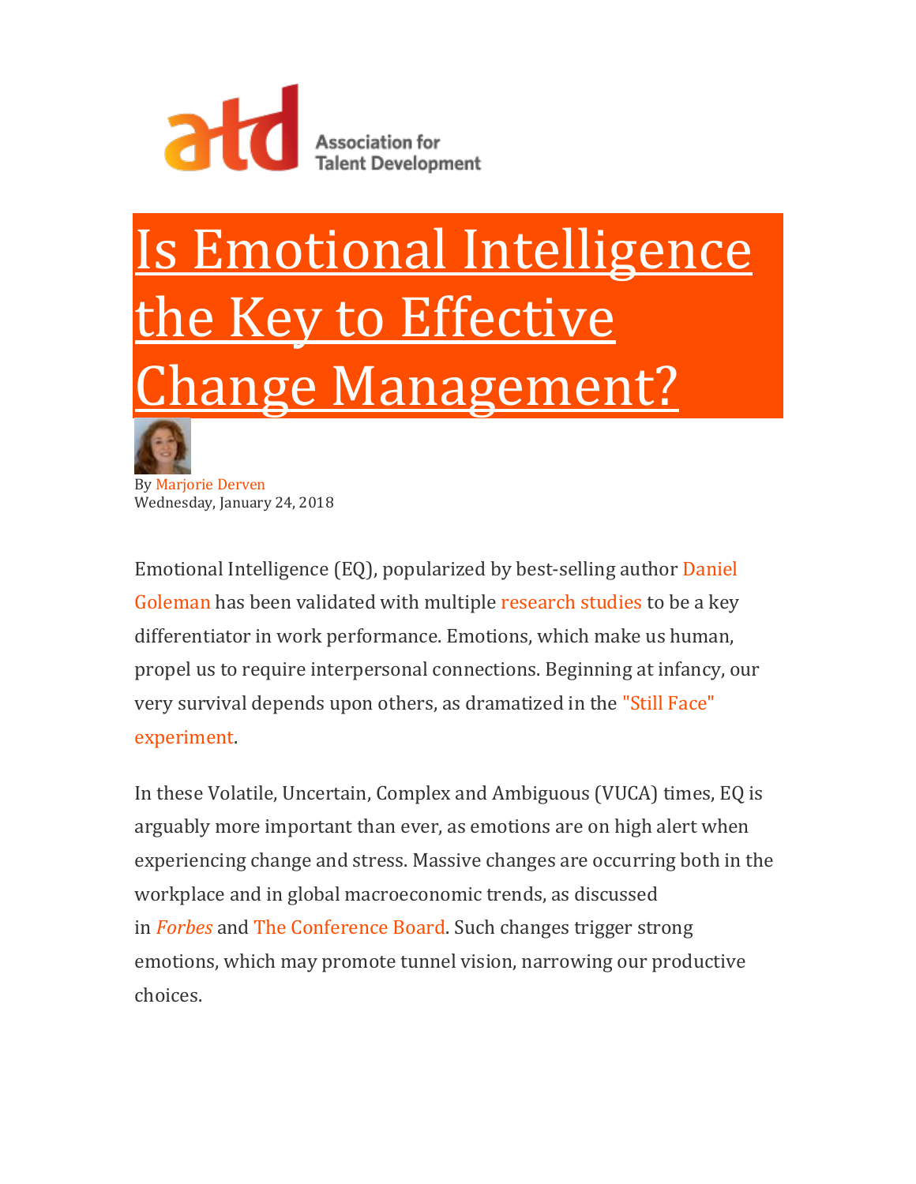Association for Talent Development

# Is Emotional Intelligence the Key to Effective Change Management?

By Marjorie Derven
Wednesday, January 24, 2018

Emotional Intelligence (EQ), popularized by best-selling author Daniel Goleman has been validated with multiple research studies to be a key differentiator in work performance. Emotions, which make us human, propel us to require interpersonal connections. Beginning at infancy, our very survival depends upon others, as dramatized in the "Still Face" experiment.

In these Volatile, Uncertain, Complex and Ambiguous (VUCA) times, EQ is arguably more important than ever, as emotions are on high alert when experiencing change and stress. Massive changes are occurring both in the workplace and in global macroeconomic trends, as discussed in *Forbes* and The Conference Board. Such changes trigger strong emotions, which may promote tunnel vision, narrowing our productive choices.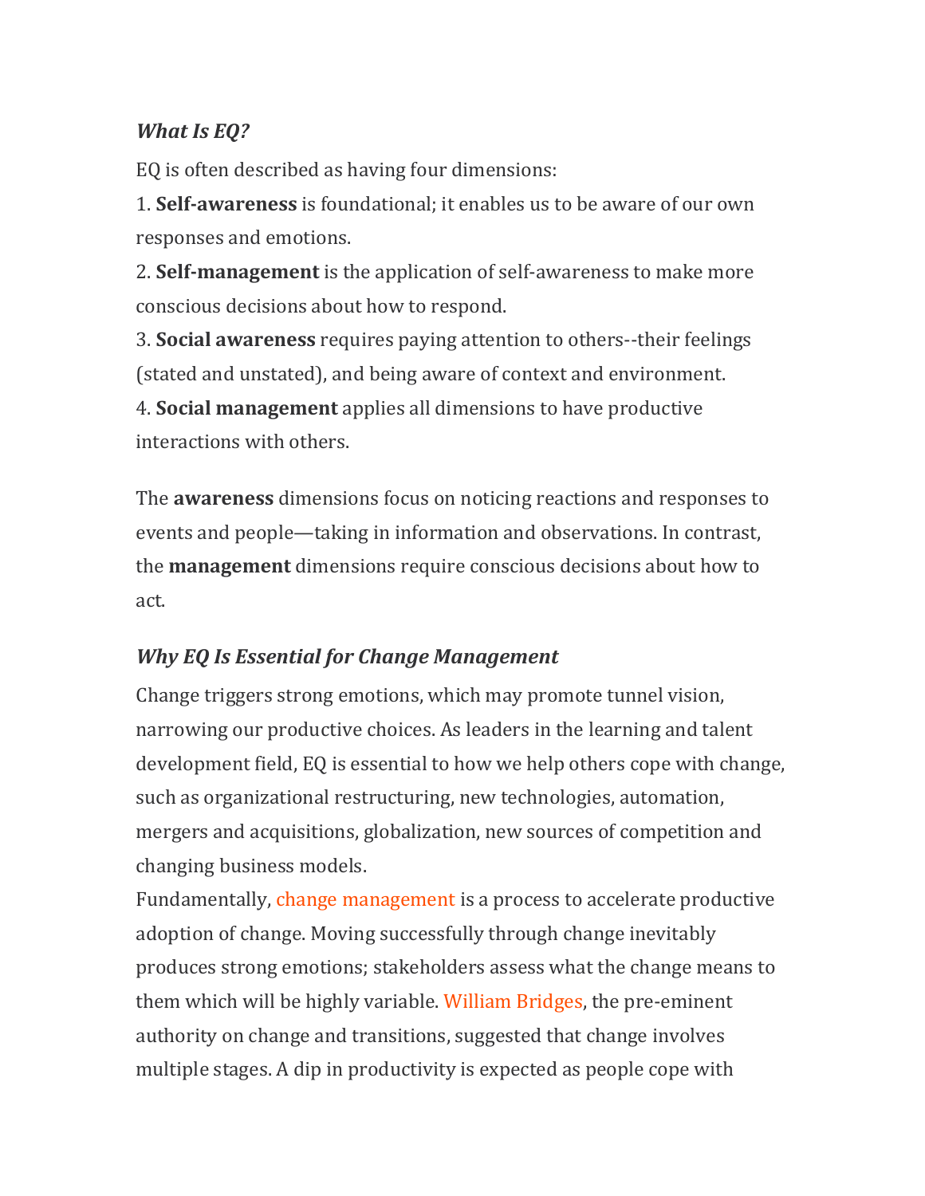### *What Is EQ?*

EQ is often described as having four dimensions:

1. **Self-awareness** is foundational; it enables us to be aware of our own responses and emotions.
2. **Self-management** is the application of self-awareness to make more conscious decisions about how to respond.
3. **Social awareness** requires paying attention to others--their feelings (stated and unstated), and being aware of context and environment.
4. **Social management** applies all dimensions to have productive interactions with others.

The **awareness** dimensions focus on noticing reactions and responses to events and people—taking in information and observations. In contrast, the **management** dimensions require conscious decisions about how to act.

### *Why EQ Is Essential for Change Management*

Change triggers strong emotions, which may promote tunnel vision, narrowing our productive choices. As leaders in the learning and talent development field, EQ is essential to how we help others cope with change, such as organizational restructuring, new technologies, automation, mergers and acquisitions, globalization, new sources of competition and changing business models.

Fundamentally, change management is a process to accelerate productive adoption of change. Moving successfully through change inevitably produces strong emotions; stakeholders assess what the change means to them which will be highly variable. William Bridges, the pre-eminent authority on change and transitions, suggested that change involves multiple stages. A dip in productivity is expected as people cope with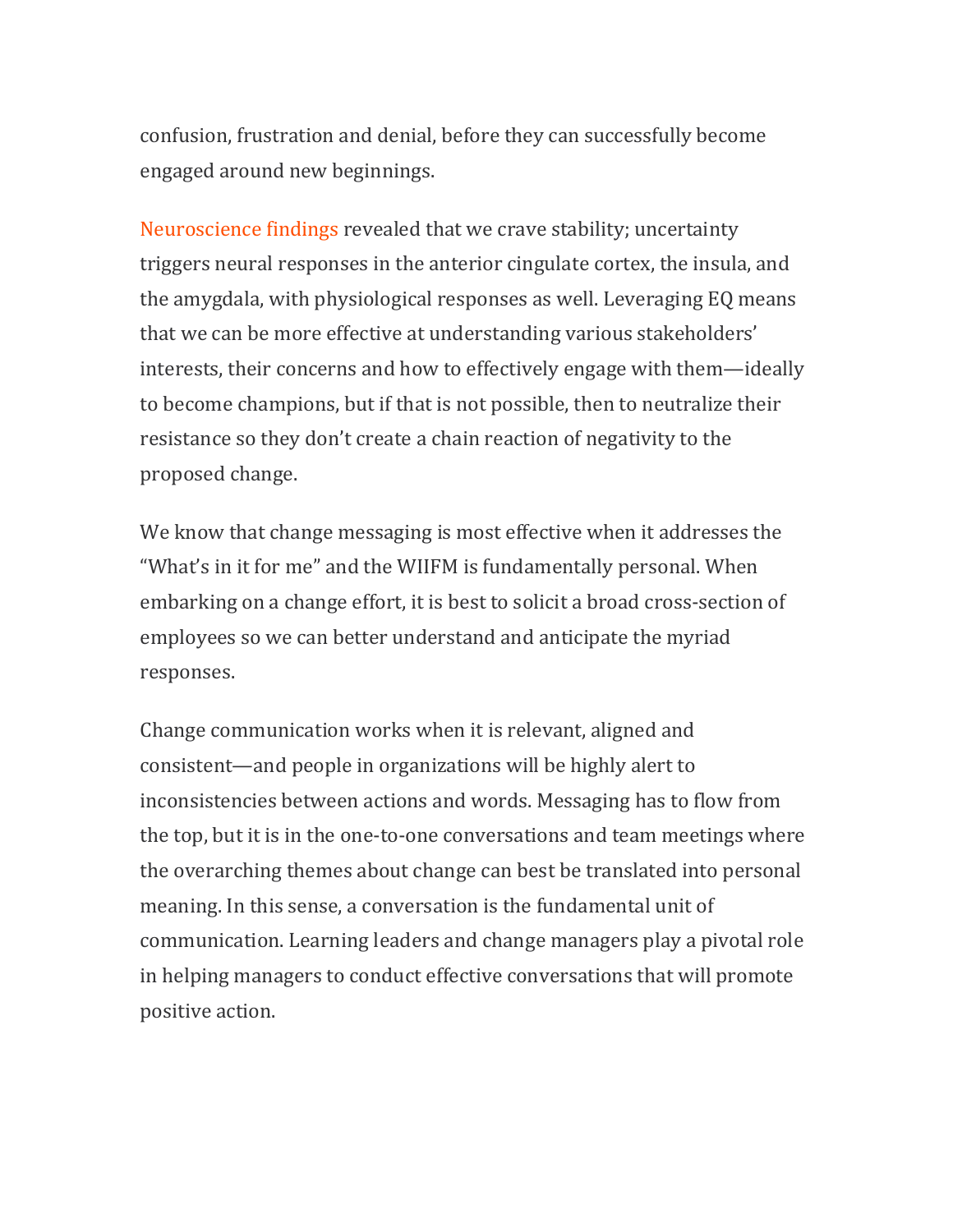confusion, frustration and denial, before they can successfully become engaged around new beginnings.

Neuroscience findings revealed that we crave stability; uncertainty triggers neural responses in the anterior cingulate cortex, the insula, and the amygdala, with physiological responses as well. Leveraging EQ means that we can be more effective at understanding various stakeholders' interests, their concerns and how to effectively engage with them—ideally to become champions, but if that is not possible, then to neutralize their resistance so they don't create a chain reaction of negativity to the proposed change.

We know that change messaging is most effective when it addresses the "What's in it for me" and the WIIFM is fundamentally personal. When embarking on a change effort, it is best to solicit a broad cross-section of employees so we can better understand and anticipate the myriad responses.

Change communication works when it is relevant, aligned and consistent—and people in organizations will be highly alert to inconsistencies between actions and words. Messaging has to flow from the top, but it is in the one-to-one conversations and team meetings where the overarching themes about change can best be translated into personal meaning. In this sense, a conversation is the fundamental unit of communication. Learning leaders and change managers play a pivotal role in helping managers to conduct effective conversations that will promote positive action.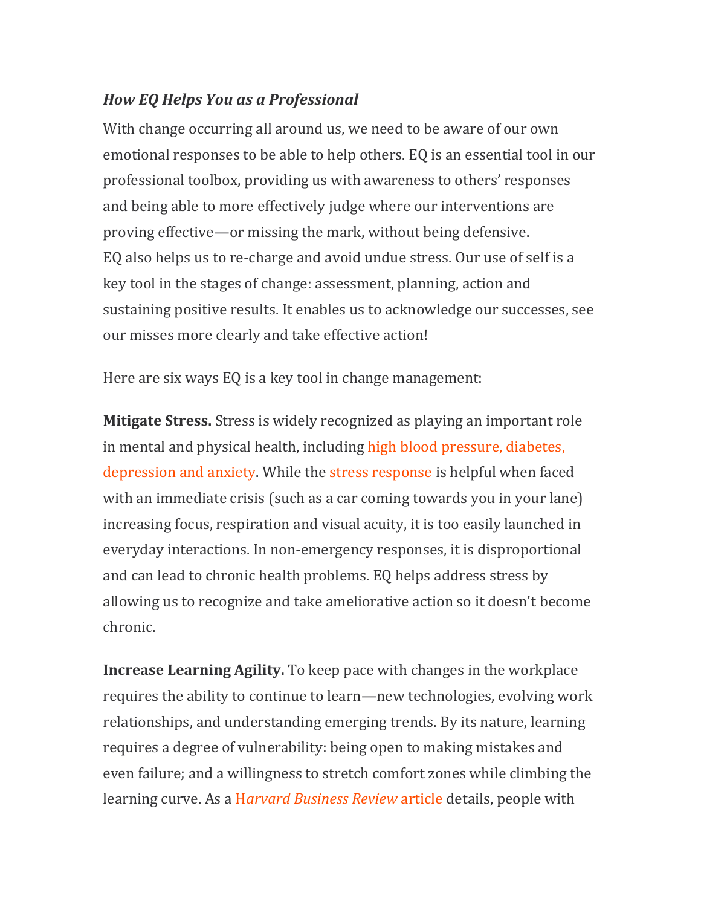### *How EQ Helps You as a Professional*

With change occurring all around us, we need to be aware of our own emotional responses to be able to help others. EQ is an essential tool in our professional toolbox, providing us with awareness to others' responses and being able to more effectively judge where our interventions are proving effective—or missing the mark, without being defensive. EQ also helps us to re-charge and avoid undue stress. Our use of self is a key tool in the stages of change: assessment, planning, action and sustaining positive results. It enables us to acknowledge our successes, see our misses more clearly and take effective action!

Here are six ways EQ is a key tool in change management:

**Mitigate Stress.** Stress is widely recognized as playing an important role in mental and physical health, including high blood pressure, diabetes, depression and anxiety. While the stress response is helpful when faced with an immediate crisis (such as a car coming towards you in your lane) increasing focus, respiration and visual acuity, it is too easily launched in everyday interactions. In non-emergency responses, it is disproportional and can lead to chronic health problems. EQ helps address stress by allowing us to recognize and take ameliorative action so it doesn't become chronic.

**Increase Learning Agility.** To keep pace with changes in the workplace requires the ability to continue to learn—new technologies, evolving work relationships, and understanding emerging trends. By its nature, learning requires a degree of vulnerability: being open to making mistakes and even failure; and a willingness to stretch comfort zones while climbing the learning curve. As a H*arvard Business Review* article details, people with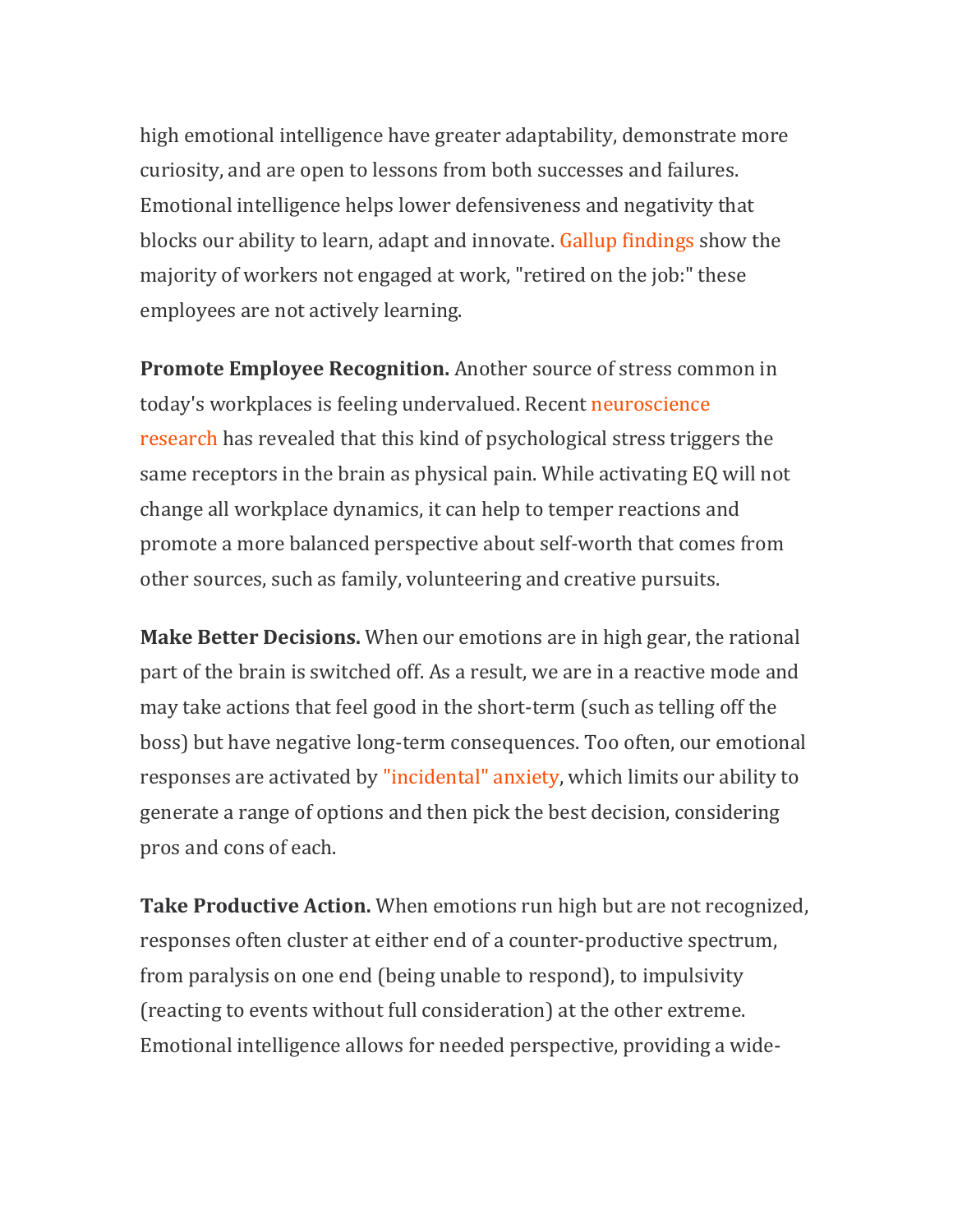high emotional intelligence have greater adaptability, demonstrate more curiosity, and are open to lessons from both successes and failures. Emotional intelligence helps lower defensiveness and negativity that blocks our ability to learn, adapt and innovate. Gallup findings show the majority of workers not engaged at work, "retired on the job:" these employees are not actively learning.

**Promote Employee Recognition.** Another source of stress common in today's workplaces is feeling undervalued. Recent neuroscience research has revealed that this kind of psychological stress triggers the same receptors in the brain as physical pain. While activating EQ will not change all workplace dynamics, it can help to temper reactions and promote a more balanced perspective about self-worth that comes from other sources, such as family, volunteering and creative pursuits.

**Make Better Decisions.** When our emotions are in high gear, the rational part of the brain is switched off. As a result, we are in a reactive mode and may take actions that feel good in the short-term (such as telling off the boss) but have negative long-term consequences. Too often, our emotional responses are activated by "incidental" anxiety, which limits our ability to generate a range of options and then pick the best decision, considering pros and cons of each.

**Take Productive Action.** When emotions run high but are not recognized, responses often cluster at either end of a counter-productive spectrum, from paralysis on one end (being unable to respond), to impulsivity (reacting to events without full consideration) at the other extreme. Emotional intelligence allows for needed perspective, providing a wide-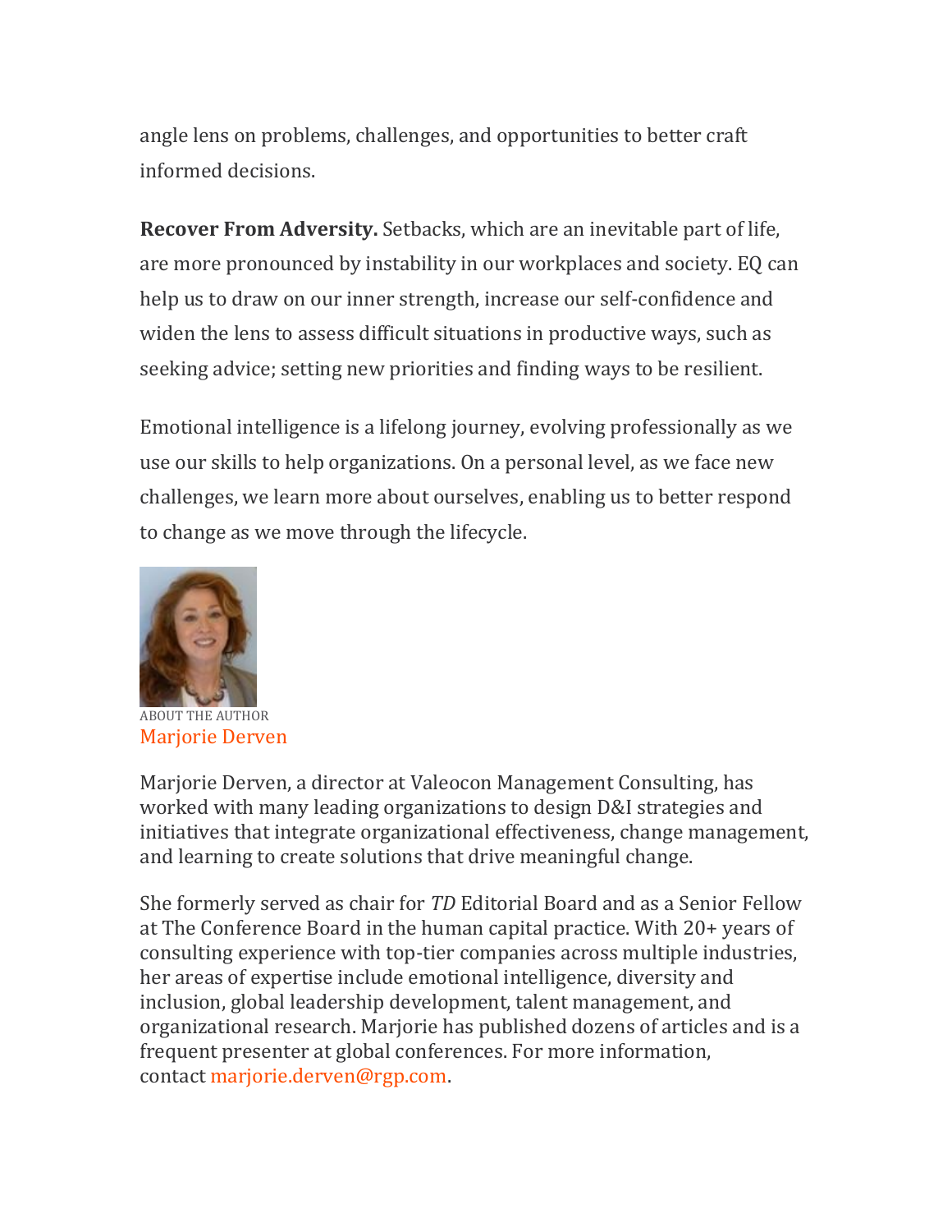angle lens on problems, challenges, and opportunities to better craft informed decisions.

**Recover From Adversity.** Setbacks, which are an inevitable part of life, are more pronounced by instability in our workplaces and society. EQ can help us to draw on our inner strength, increase our self-confidence and widen the lens to assess difficult situations in productive ways, such as seeking advice; setting new priorities and finding ways to be resilient.

Emotional intelligence is a lifelong journey, evolving professionally as we use our skills to help organizations. On a personal level, as we face new challenges, we learn more about ourselves, enabling us to better respond to change as we move through the lifecycle.

ABOUT THE AUTHOR
Marjorie Derven

Marjorie Derven, a director at Valeocon Management Consulting, has worked with many leading organizations to design D&I strategies and initiatives that integrate organizational effectiveness, change management, and learning to create solutions that drive meaningful change.

She formerly served as chair for *TD* Editorial Board and as a Senior Fellow at The Conference Board in the human capital practice. With 20+ years of consulting experience with top-tier companies across multiple industries, her areas of expertise include emotional intelligence, diversity and inclusion, global leadership development, talent management, and organizational research. Marjorie has published dozens of articles and is a frequent presenter at global conferences. For more information, contact marjorie.derven@rgp.com.